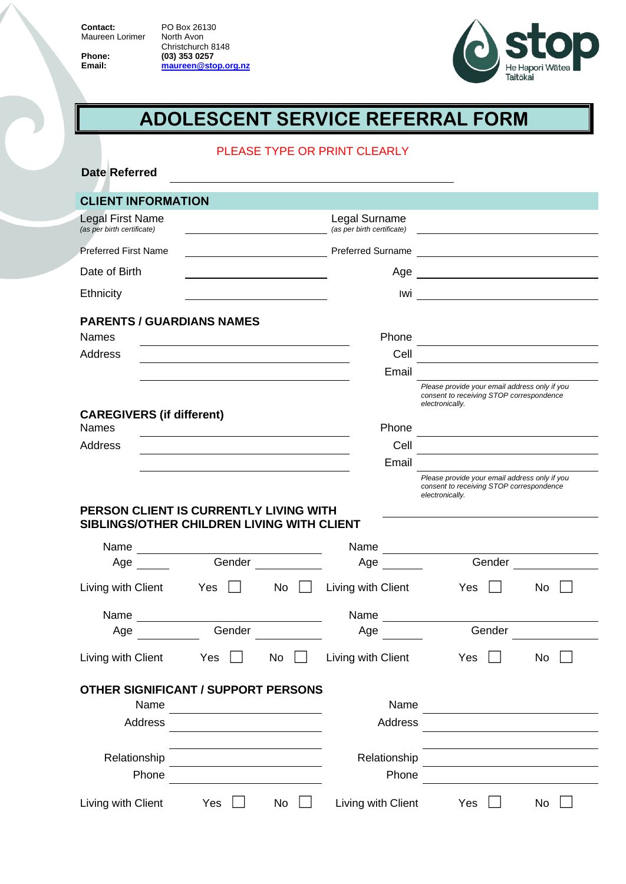**Contact:** Maureen Lorimer
PO Box 26130
North Avon
Christchurch 8148

**Phone:** **(03) 353 0257**
**Email:** **maureen@stop.org.nz**

stop
He Hapori Wātea
Taitōkai

# ADOLESCENT SERVICE REFERRAL FORM

PLEASE TYPE OR PRINT CLEARLY

**Date Referred** ______________________________

## CLIENT INFORMATION

Legal First Name *(as per birth certificate)* ____________ Legal Surname *(as per birth certificate)* ____________

Preferred First Name ____________ Preferred Surname ____________

Date of Birth ____________ Age ____________

Ethnicity ____________ Iwi ____________

### PARENTS / GUARDIANS NAMES

Names ____________ Phone ____________

Address ____________ Cell ____________

____________ Email ____________

*Please provide your email address only if you consent to receiving STOP correspondence electronically.*

### CAREGIVERS (if different)

Names ____________ Phone ____________

Address ____________ Cell ____________

____________ Email ____________

*Please provide your email address only if you consent to receiving STOP correspondence electronically.*

### PERSON CLIENT IS CURRENTLY LIVING WITH ____________

### SIBLINGS/OTHER CHILDREN LIVING WITH CLIENT

Name ____________ Name ____________

Age ______ Gender ______ Age ______ Gender ______

Living with Client Yes ☐ No ☐ Living with Client Yes ☐ No ☐

Name ____________ Name ____________

Age ______ Gender ______ Age ______ Gender ______

Living with Client Yes ☐ No ☐ Living with Client Yes ☐ No ☐

### OTHER SIGNIFICANT / SUPPORT PERSONS

Name ____________ Name ____________

Address ____________ Address ____________

____________ ____________

Relationship ____________ Relationship ____________

Phone ____________ Phone ____________

Living with Client Yes ☐ No ☐ Living with Client Yes ☐ No ☐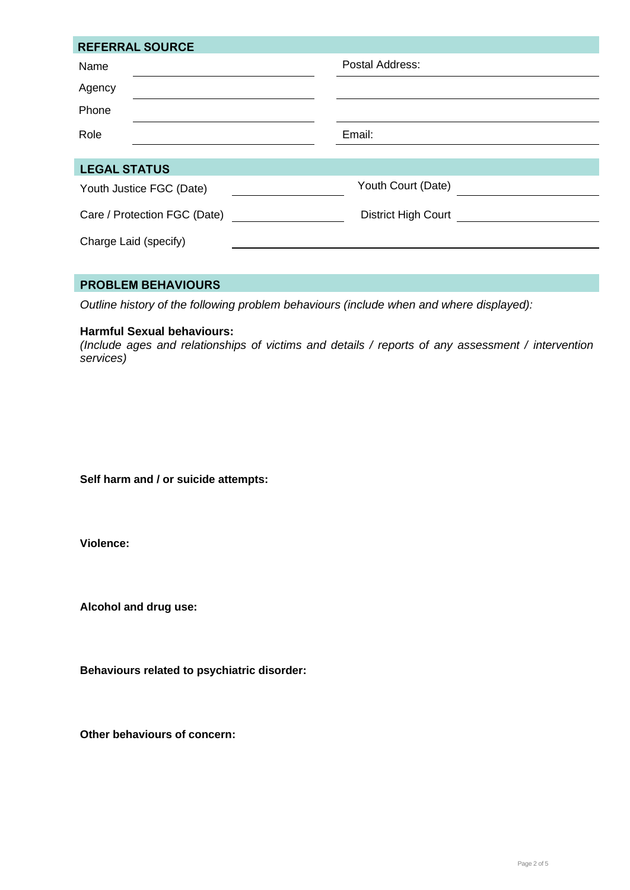## REFERRAL SOURCE

| | | | |
|---|---|---|---|
| Name | | Postal Address: | |
| Agency | | | |
| Phone | | | |
| Role | | Email: | |

## LEGAL STATUS

| | | | |
|---|---|---|---|
| Youth Justice FGC (Date) | | Youth Court (Date) | |
| Care / Protection FGC (Date) | | District High Court | |
| Charge Laid (specify) | | | |

## PROBLEM BEHAVIOURS

*Outline history of the following problem behaviours (include when and where displayed):*

**Harmful Sexual behaviours:**
*(Include ages and relationships of victims and details / reports of any assessment / intervention services)*

**Self harm and / or suicide attempts:**

**Violence:**

**Alcohol and drug use:**

**Behaviours related to psychiatric disorder:**

**Other behaviours of concern:**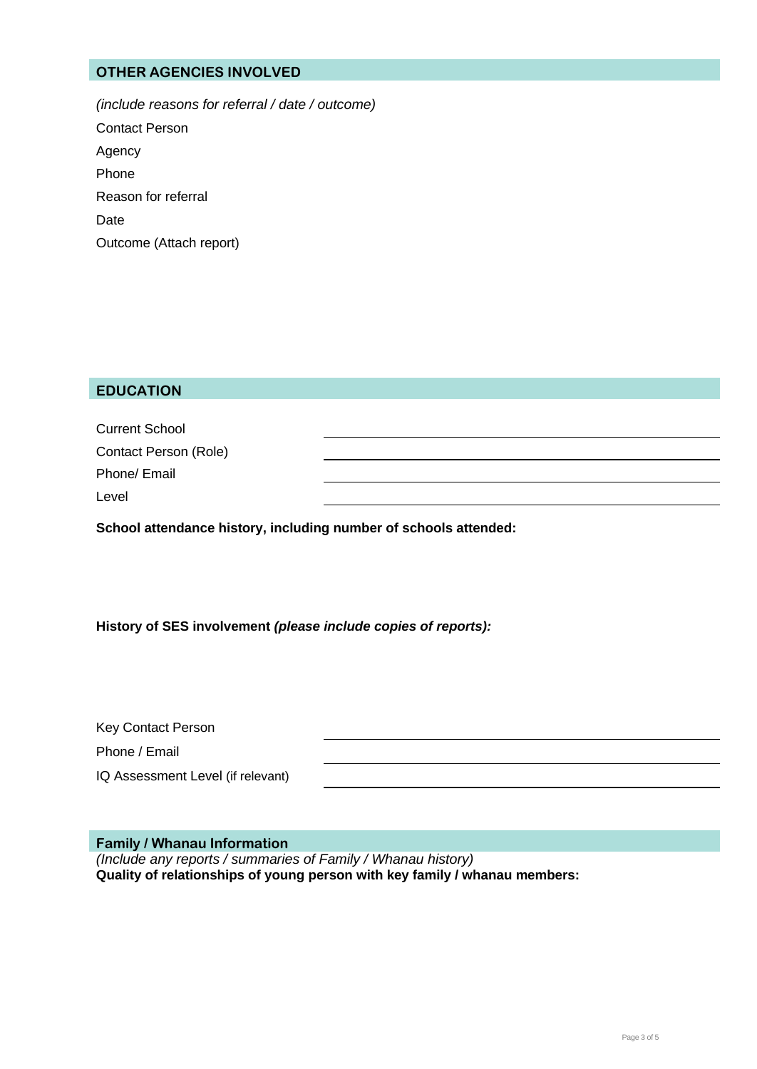## OTHER AGENCIES INVOLVED

*(include reasons for referral / date / outcome)*

Contact Person

Agency

Phone

Reason for referral

Date

Outcome (Attach report)

## EDUCATION

Current School ______________________

Contact Person (Role) ______________________

Phone/ Email ______________________

Level ______________________

**School attendance history, including number of schools attended:**

**History of SES involvement *(please include copies of reports):***

Key Contact Person ______________________

Phone / Email ______________________

IQ Assessment Level (if relevant) ______________________

## Family / Whanau Information

*(Include any reports / summaries of Family / Whanau history)*

**Quality of relationships of young person with key family / whanau members:**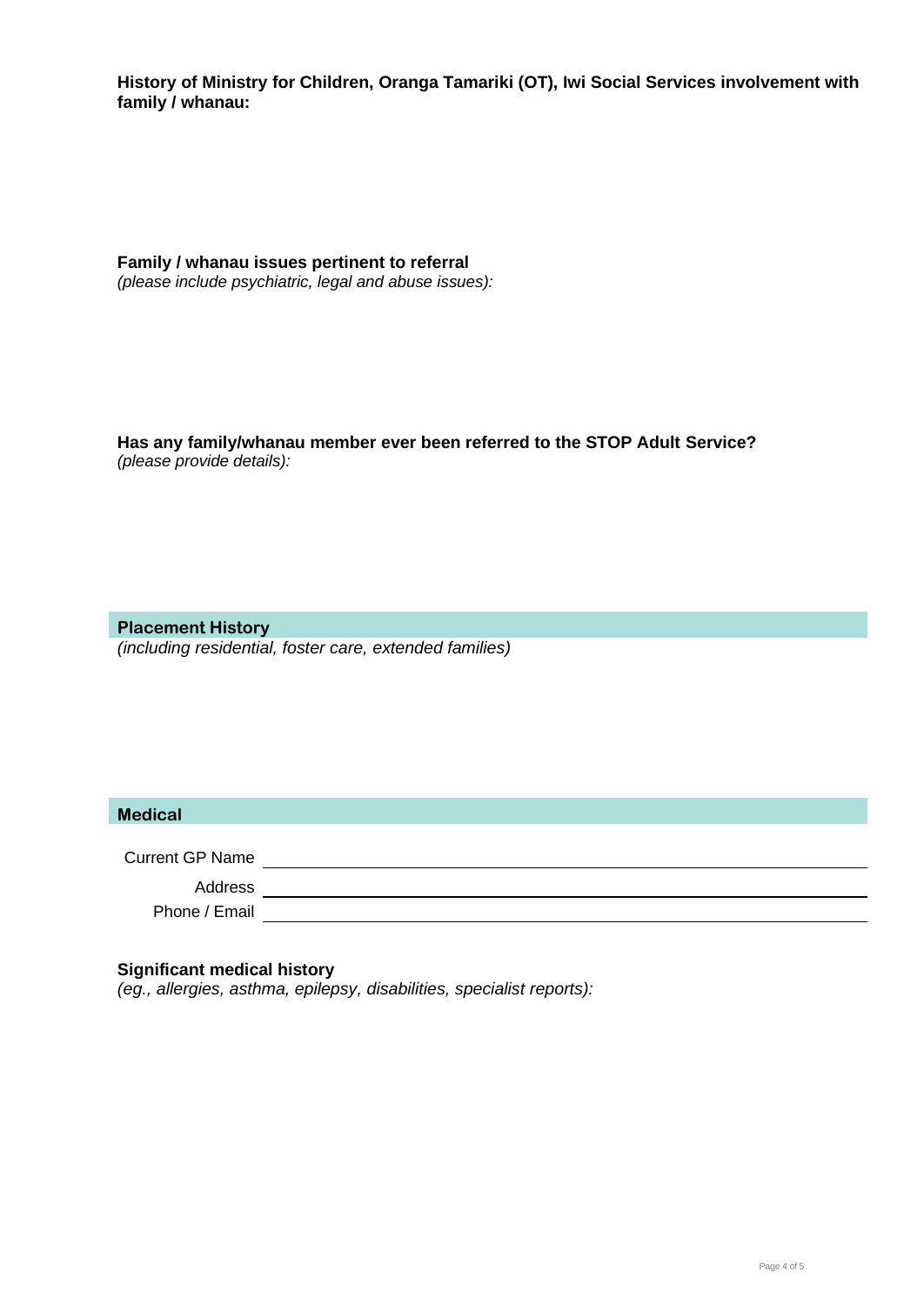**History of Ministry for Children, Oranga Tamariki (OT), Iwi Social Services involvement with family / whanau:**

**Family / whanau issues pertinent to referral**
*(please include psychiatric, legal and abuse issues):*

**Has any family/whanau member ever been referred to the STOP Adult Service?**
*(please provide details):*

## Placement History

*(including residential, foster care, extended families)*

## Medical

Current GP Name \_\_\_\_\_\_\_\_\_\_\_\_\_\_\_\_\_\_\_\_\_\_\_\_\_\_\_\_\_\_\_\_\_\_\_\_\_\_\_\_

Address \_\_\_\_\_\_\_\_\_\_\_\_\_\_\_\_\_\_\_\_\_\_\_\_\_\_\_\_\_\_\_\_\_\_\_\_\_\_\_\_

Phone / Email \_\_\_\_\_\_\_\_\_\_\_\_\_\_\_\_\_\_\_\_\_\_\_\_\_\_\_\_\_\_\_\_\_\_\_\_\_\_\_\_

**Significant medical history**
*(eg., allergies, asthma, epilepsy, disabilities, specialist reports):*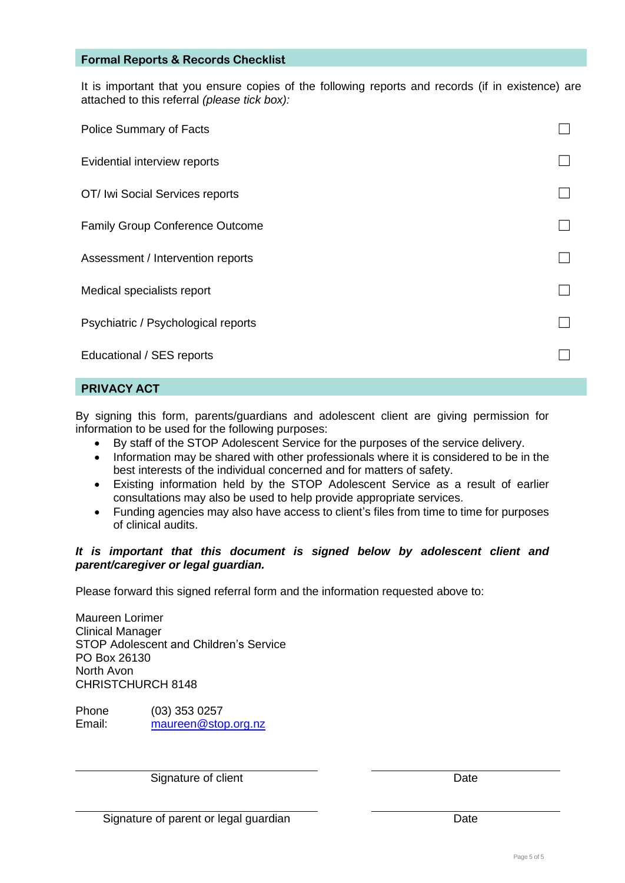## Formal Reports & Records Checklist

It is important that you ensure copies of the following reports and records (if in existence) are attached to this referral *(please tick box):*

- ☐ Police Summary of Facts
- ☐ Evidential interview reports
- ☐ OT/ Iwi Social Services reports
- ☐ Family Group Conference Outcome
- ☐ Assessment / Intervention reports
- ☐ Medical specialists report
- ☐ Psychiatric / Psychological reports
- ☐ Educational / SES reports

## PRIVACY ACT

By signing this form, parents/guardians and adolescent client are giving permission for information to be used for the following purposes:

- By staff of the STOP Adolescent Service for the purposes of the service delivery.
- Information may be shared with other professionals where it is considered to be in the best interests of the individual concerned and for matters of safety.
- Existing information held by the STOP Adolescent Service as a result of earlier consultations may also be used to help provide appropriate services.
- Funding agencies may also have access to client's files from time to time for purposes of clinical audits.

***It is important that this document is signed below by adolescent client and parent/caregiver or legal guardian.***

Please forward this signed referral form and the information requested above to:

Maureen Lorimer
Clinical Manager
STOP Adolescent and Children's Service
PO Box 26130
North Avon
CHRISTCHURCH 8148

Phone (03) 353 0257
Email: maureen@stop.org.nz

| | |
|---|---|
| ______________________ Signature of client | ______________ Date |
| ______________________ Signature of parent or legal guardian | ______________ Date |